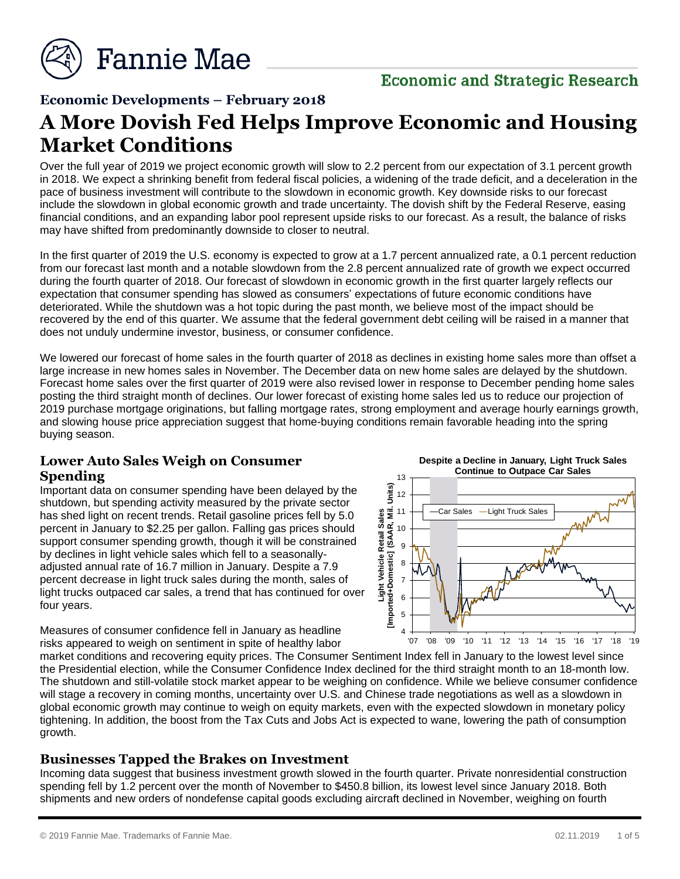## Economic Developments – February 2018

# A More Dovish Fed Helps Improve Economic and Housing Market Conditions

Over the full year of 2019 we project economic growth will slow to 2.2 percent from our expectation of 3.1 percent growth in 2018. We expect a shrinking benefit from federal fiscal policies, a widening of the trade deficit, and a deceleration in the pace of business investment will contribute to the slowdown in economic growth. Key downside risks to our forecast include the slowdown in global economic growth and trade uncertainty. The dovish shift by the Federal Reserve, easing financial conditions, and an expanding labor pool represent upside risks to our forecast. As a result, the balance of risks may have shifted from predominantly downside to closer to neutral.

In the first quarter of 2019 the U.S. economy is expected to grow at a 1.7 percent annualized rate, a 0.1 percent reduction from our forecast last month and a notable slowdown from the 2.8 percent annualized rate of growth we expect occurred during the fourth quarter of 2018. Our forecast of slowdown in economic growth in the first quarter largely reflects our expectation that consumer spending has slowed as consumers' expectations of future economic conditions have deteriorated. While the shutdown was a hot topic during the past month, we believe most of the impact should be recovered by the end of this quarter. We assume that the federal government debt ceiling will be raised in a manner that does not unduly undermine investor, business, or consumer confidence.

We lowered our forecast of home sales in the fourth quarter of 2018 as declines in existing home sales more than offset a large increase in new homes sales in November. The December data on new home sales are delayed by the shutdown. Forecast home sales over the first quarter of 2019 were also revised lower in response to December pending home sales posting the third straight month of declines. Our lower forecast of existing home sales led us to reduce our projection of 2019 purchase mortgage originations, but falling mortgage rates, strong employment and average hourly earnings growth, and slowing house price appreciation suggest that home-buying conditions remain favorable heading into the spring buying season.

### Lower Auto Sales Weigh on Consumer Spending

Important data on consumer spending have been delayed by the shutdown, but spending activity measured by the private sector has shed light on recent trends. Retail gasoline prices fell by 5.0 percent in January to $2.25 per gallon. Falling gas prices should support consumer spending growth, though it will be constrained by declines in light vehicle sales which fell to a seasonally-adjusted annual rate of 16.7 million in January. Despite a 7.9 percent decrease in light truck sales during the month, sales of light trucks outpaced car sales, a trend that has continued for over four years.

**Despite a Decline in January, Light Truck Sales Continue to Outpace Car Sales**

Measures of consumer confidence fell in January as headline risks appeared to weigh on sentiment in spite of healthy labor market conditions and recovering equity prices. The Consumer Sentiment Index fell in January to the lowest level since the Presidential election, while the Consumer Confidence Index declined for the third straight month to an 18-month low. The shutdown and still-volatile stock market appear to be weighing on confidence. While we believe consumer confidence will stage a recovery in coming months, uncertainty over U.S. and Chinese trade negotiations as well as a slowdown in global economic growth may continue to weigh on equity markets, even with the expected slowdown in monetary policy tightening. In addition, the boost from the Tax Cuts and Jobs Act is expected to wane, lowering the path of consumption growth.

### Businesses Tapped the Brakes on Investment

Incoming data suggest that business investment growth slowed in the fourth quarter. Private nonresidential construction spending fell by 1.2 percent over the month of November to $450.8 billion, its lowest level since January 2018. Both shipments and new orders of nondefense capital goods excluding aircraft declined in November, weighing on fourth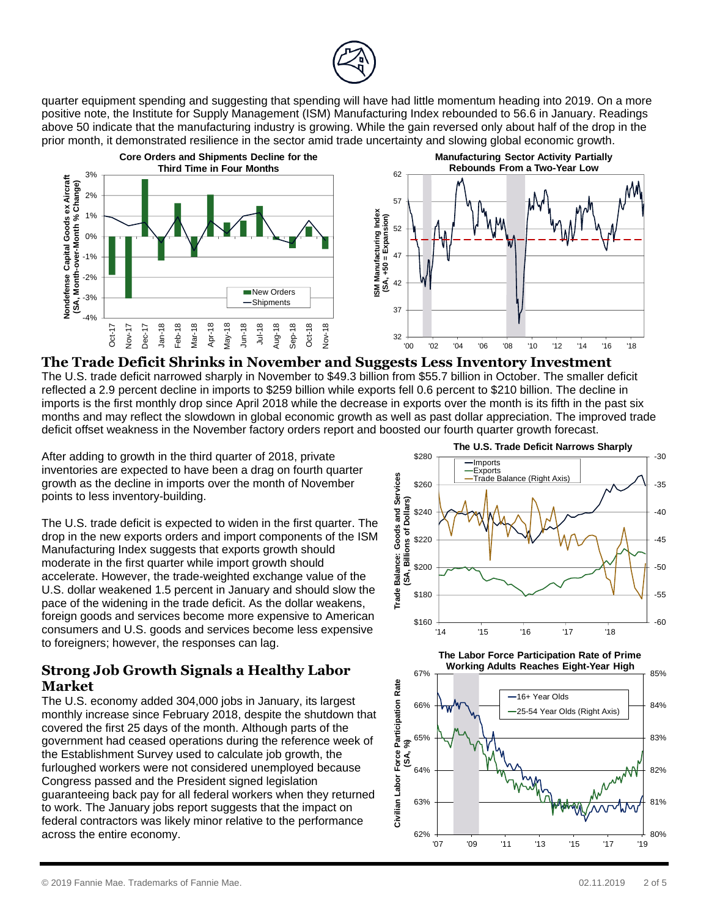quarter equipment spending and suggesting that spending will have had little momentum heading into 2019. On a more positive note, the Institute for Supply Management (ISM) Manufacturing Index rebounded to 56.6 in January. Readings above 50 indicate that the manufacturing industry is growing. While the gain reversed only about half of the drop in the prior month, it demonstrated resilience in the sector amid trade uncertainty and slowing global economic growth.

**Core Orders and Shipments Decline for the Third Time in Four Months**

**Manufacturing Sector Activity Partially Rebounds From a Two-Year Low**

## The Trade Deficit Shrinks in November and Suggests Less Inventory Investment

The U.S. trade deficit narrowed sharply in November to $49.3 billion from $55.7 billion in October. The smaller deficit reflected a 2.9 percent decline in imports to $259 billion while exports fell 0.6 percent to $210 billion. The decline in imports is the first monthly drop since April 2018 while the decrease in exports over the month is its fifth in the past six months and may reflect the slowdown in global economic growth as well as past dollar appreciation. The improved trade deficit offset weakness in the November factory orders report and boosted our fourth quarter growth forecast.

After adding to growth in the third quarter of 2018, private inventories are expected to have been a drag on fourth quarter growth as the decline in imports over the month of November points to less inventory-building.

The U.S. trade deficit is expected to widen in the first quarter. The drop in the new exports orders and import components of the ISM Manufacturing Index suggests that exports growth should moderate in the first quarter while import growth should accelerate. However, the trade-weighted exchange value of the U.S. dollar weakened 1.5 percent in January and should slow the pace of the widening in the trade deficit. As the dollar weakens, foreign goods and services become more expensive to American consumers and U.S. goods and services become less expensive to foreigners; however, the responses can lag.

**The U.S. Trade Deficit Narrows Sharply**

## Strong Job Growth Signals a Healthy Labor Market

The U.S. economy added 304,000 jobs in January, its largest monthly increase since February 2018, despite the shutdown that covered the first 25 days of the month. Although parts of the government had ceased operations during the reference week of the Establishment Survey used to calculate job growth, the furloughed workers were not considered unemployed because Congress passed and the President signed legislation guaranteeing back pay for all federal workers when they returned to work. The January jobs report suggests that the impact on federal contractors was likely minor relative to the performance across the entire economy.

**The Labor Force Participation Rate of Prime Working Adults Reaches Eight-Year High**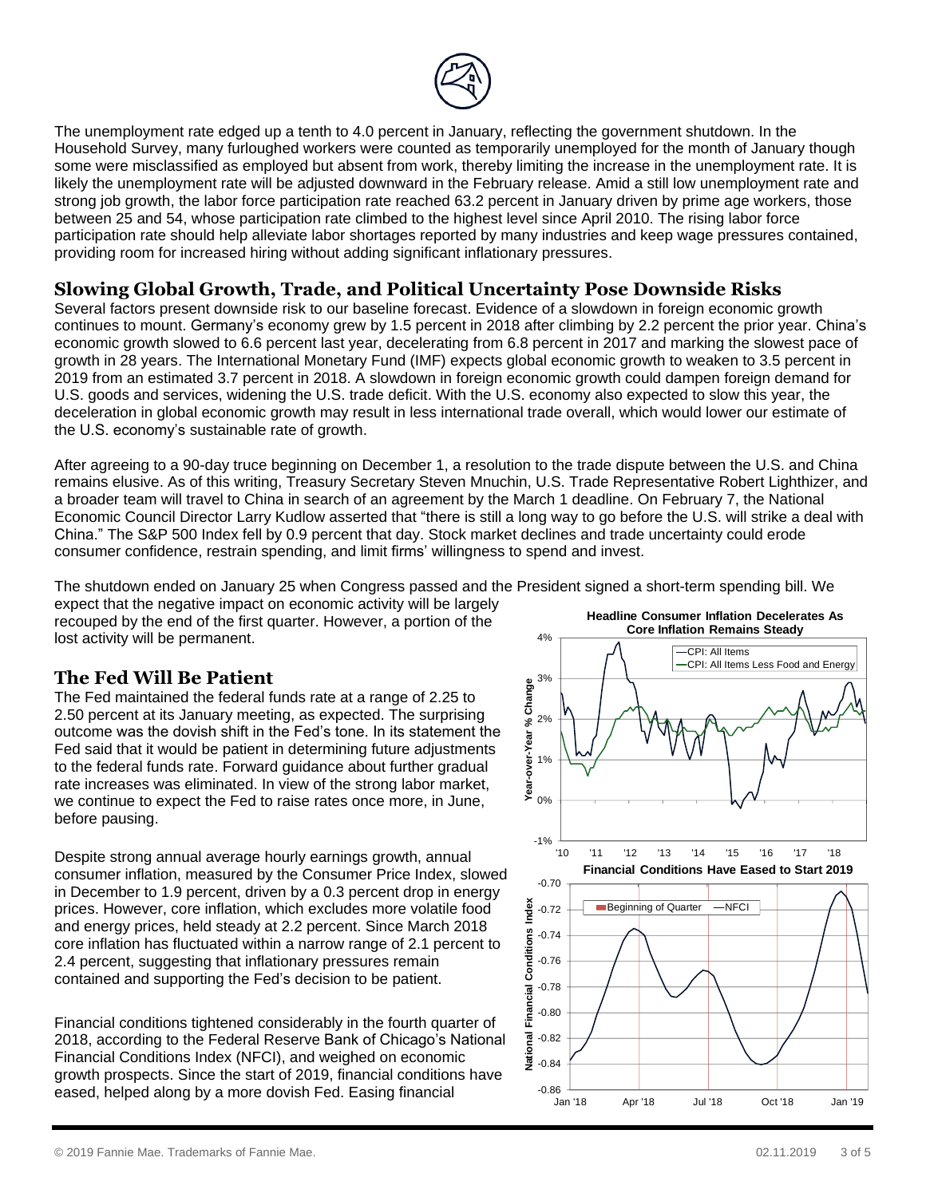The unemployment rate edged up a tenth to 4.0 percent in January, reflecting the government shutdown. In the Household Survey, many furloughed workers were counted as temporarily unemployed for the month of January though some were misclassified as employed but absent from work, thereby limiting the increase in the unemployment rate. It is likely the unemployment rate will be adjusted downward in the February release. Amid a still low unemployment rate and strong job growth, the labor force participation rate reached 63.2 percent in January driven by prime age workers, those between 25 and 54, whose participation rate climbed to the highest level since April 2010. The rising labor force participation rate should help alleviate labor shortages reported by many industries and keep wage pressures contained, providing room for increased hiring without adding significant inflationary pressures.

## Slowing Global Growth, Trade, and Political Uncertainty Pose Downside Risks

Several factors present downside risk to our baseline forecast. Evidence of a slowdown in foreign economic growth continues to mount. Germany's economy grew by 1.5 percent in 2018 after climbing by 2.2 percent the prior year. China's economic growth slowed to 6.6 percent last year, decelerating from 6.8 percent in 2017 and marking the slowest pace of growth in 28 years. The International Monetary Fund (IMF) expects global economic growth to weaken to 3.5 percent in 2019 from an estimated 3.7 percent in 2018. A slowdown in foreign economic growth could dampen foreign demand for U.S. goods and services, widening the U.S. trade deficit. With the U.S. economy also expected to slow this year, the deceleration in global economic growth may result in less international trade overall, which would lower our estimate of the U.S. economy's sustainable rate of growth.

After agreeing to a 90-day truce beginning on December 1, a resolution to the trade dispute between the U.S. and China remains elusive. As of this writing, Treasury Secretary Steven Mnuchin, U.S. Trade Representative Robert Lighthizer, and a broader team will travel to China in search of an agreement by the March 1 deadline. On February 7, the National Economic Council Director Larry Kudlow asserted that "there is still a long way to go before the U.S. will strike a deal with China." The S&P 500 Index fell by 0.9 percent that day. Stock market declines and trade uncertainty could erode consumer confidence, restrain spending, and limit firms' willingness to spend and invest.

The shutdown ended on January 25 when Congress passed and the President signed a short-term spending bill. We expect that the negative impact on economic activity will be largely recouped by the end of the first quarter. However, a portion of the lost activity will be permanent.

## The Fed Will Be Patient

The Fed maintained the federal funds rate at a range of 2.25 to 2.50 percent at its January meeting, as expected. The surprising outcome was the dovish shift in the Fed's tone. In its statement the Fed said that it would be patient in determining future adjustments to the federal funds rate. Forward guidance about further gradual rate increases was eliminated. In view of the strong labor market, we continue to expect the Fed to raise rates once more, in June, before pausing.

Despite strong annual average hourly earnings growth, annual consumer inflation, measured by the Consumer Price Index, slowed in December to 1.9 percent, driven by a 0.3 percent drop in energy prices. However, core inflation, which excludes more volatile food and energy prices, held steady at 2.2 percent. Since March 2018 core inflation has fluctuated within a narrow range of 2.1 percent to 2.4 percent, suggesting that inflationary pressures remain contained and supporting the Fed's decision to be patient.

Financial conditions tightened considerably in the fourth quarter of 2018, according to the Federal Reserve Bank of Chicago's National Financial Conditions Index (NFCI), and weighed on economic growth prospects. Since the start of 2019, financial conditions have eased, helped along by a more dovish Fed. Easing financial

**Headline Consumer Inflation Decelerates As Core Inflation Remains Steady**

**Financial Conditions Have Eased to Start 2019**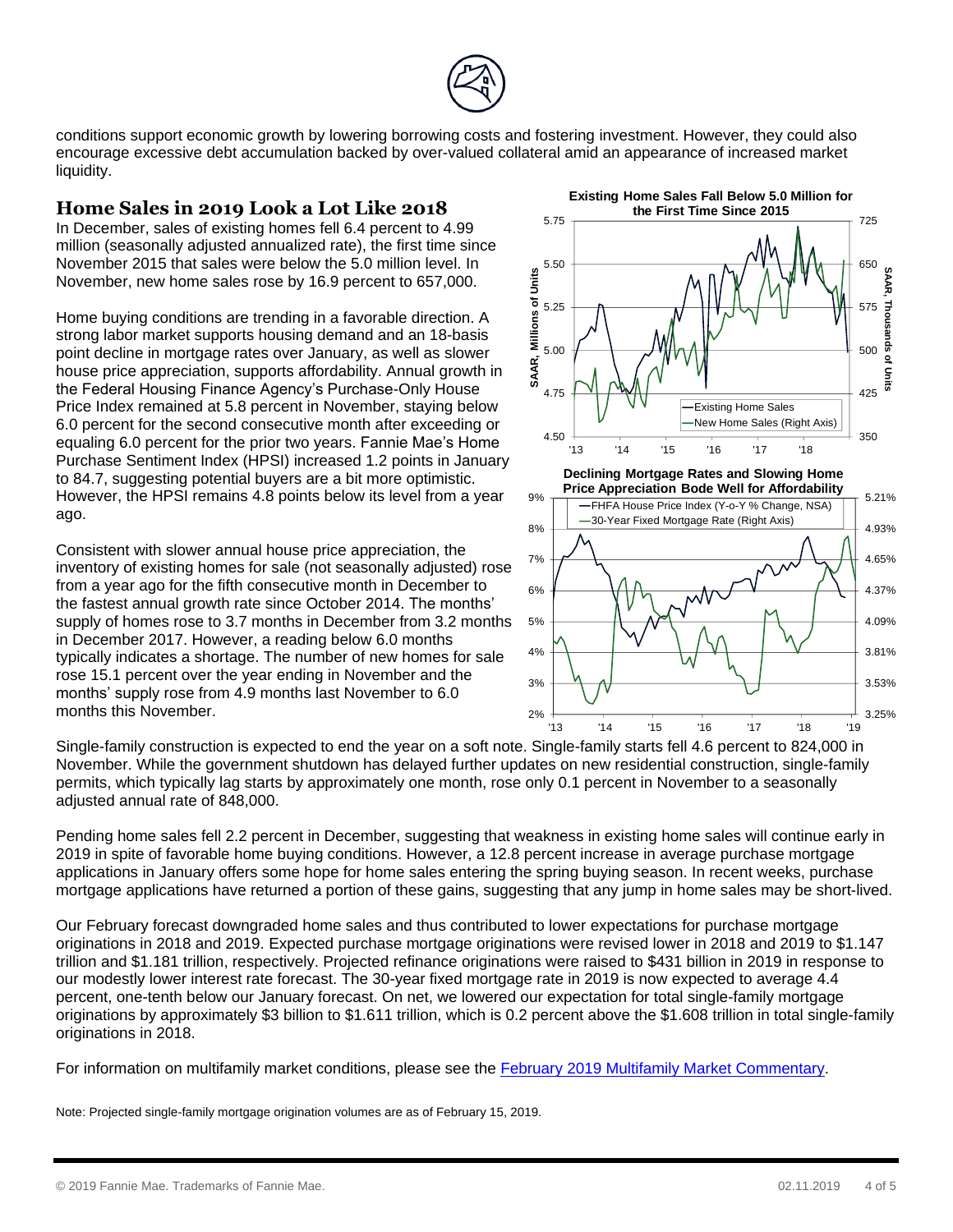conditions support economic growth by lowering borrowing costs and fostering investment. However, they could also encourage excessive debt accumulation backed by over-valued collateral amid an appearance of increased market liquidity.

## Home Sales in 2019 Look a Lot Like 2018

In December, sales of existing homes fell 6.4 percent to 4.99 million (seasonally adjusted annualized rate), the first time since November 2015 that sales were below the 5.0 million level. In November, new home sales rose by 16.9 percent to 657,000.

Home buying conditions are trending in a favorable direction. A strong labor market supports housing demand and an 18-basis point decline in mortgage rates over January, as well as slower house price appreciation, supports affordability. Annual growth in the Federal Housing Finance Agency's Purchase-Only House Price Index remained at 5.8 percent in November, staying below 6.0 percent for the second consecutive month after exceeding or equaling 6.0 percent for the prior two years. Fannie Mae's Home Purchase Sentiment Index (HPSI) increased 1.2 points in January to 84.7, suggesting potential buyers are a bit more optimistic. However, the HPSI remains 4.8 points below its level from a year ago.

Consistent with slower annual house price appreciation, the inventory of existing homes for sale (not seasonally adjusted) rose from a year ago for the fifth consecutive month in December to the fastest annual growth rate since October 2014. The months' supply of homes rose to 3.7 months in December from 3.2 months in December 2017. However, a reading below 6.0 months typically indicates a shortage. The number of new homes for sale rose 15.1 percent over the year ending in November and the months' supply rose from 4.9 months last November to 6.0 months this November.

**Existing Home Sales Fall Below 5.0 Million for the First Time Since 2015**

**Declining Mortgage Rates and Slowing Home Price Appreciation Bode Well for Affordability**

Single-family construction is expected to end the year on a soft note. Single-family starts fell 4.6 percent to 824,000 in November. While the government shutdown has delayed further updates on new residential construction, single-family permits, which typically lag starts by approximately one month, rose only 0.1 percent in November to a seasonally adjusted annual rate of 848,000.

Pending home sales fell 2.2 percent in December, suggesting that weakness in existing home sales will continue early in 2019 in spite of favorable home buying conditions. However, a 12.8 percent increase in average purchase mortgage applications in January offers some hope for home sales entering the spring buying season. In recent weeks, purchase mortgage applications have returned a portion of these gains, suggesting that any jump in home sales may be short-lived.

Our February forecast downgraded home sales and thus contributed to lower expectations for purchase mortgage originations in 2018 and 2019. Expected purchase mortgage originations were revised lower in 2018 and 2019 to $1.147 trillion and $1.181 trillion, respectively. Projected refinance originations were raised to $431 billion in 2019 in response to our modestly lower interest rate forecast. The 30-year fixed mortgage rate in 2019 is now expected to average 4.4 percent, one-tenth below our January forecast. On net, we lowered our expectation for total single-family mortgage originations by approximately $3 billion to $1.611 trillion, which is 0.2 percent above the $1.608 trillion in total single-family originations in 2018.

For information on multifamily market conditions, please see the [February 2019 Multifamily Market Commentary](#).

Note: Projected single-family mortgage origination volumes are as of February 15, 2019.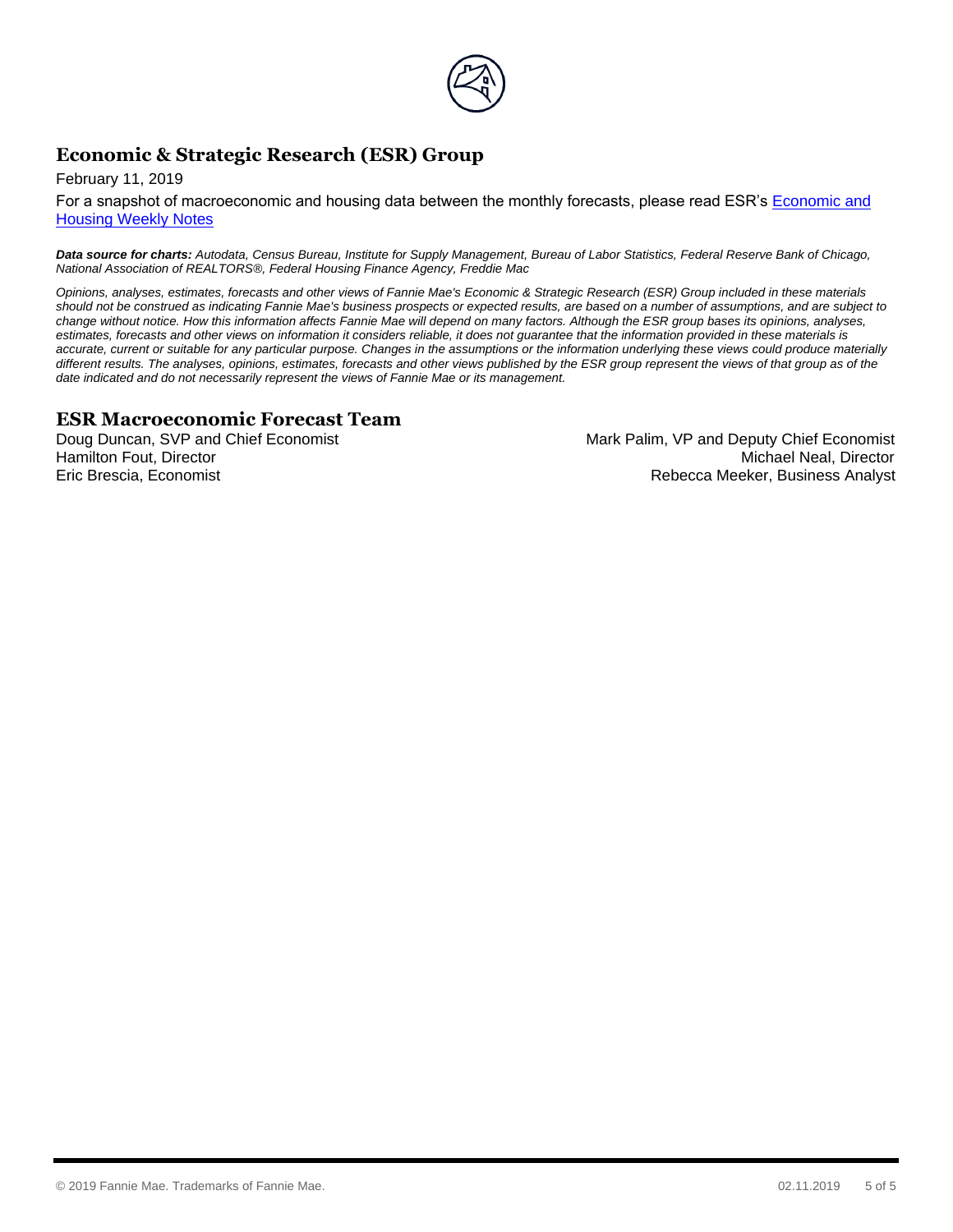## Economic & Strategic Research (ESR) Group

February 11, 2019

For a snapshot of macroeconomic and housing data between the monthly forecasts, please read ESR's [Economic and Housing Weekly Notes]

***Data source for charts:*** *Autodata, Census Bureau, Institute for Supply Management, Bureau of Labor Statistics, Federal Reserve Bank of Chicago, National Association of REALTORS®, Federal Housing Finance Agency, Freddie Mac*

*Opinions, analyses, estimates, forecasts and other views of Fannie Mae's Economic & Strategic Research (ESR) Group included in these materials should not be construed as indicating Fannie Mae's business prospects or expected results, are based on a number of assumptions, and are subject to change without notice. How this information affects Fannie Mae will depend on many factors. Although the ESR group bases its opinions, analyses, estimates, forecasts and other views on information it considers reliable, it does not guarantee that the information provided in these materials is accurate, current or suitable for any particular purpose. Changes in the assumptions or the information underlying these views could produce materially different results. The analyses, opinions, estimates, forecasts and other views published by the ESR group represent the views of that group as of the date indicated and do not necessarily represent the views of Fannie Mae or its management.*

## ESR Macroeconomic Forecast Team

Doug Duncan, SVP and Chief Economist
Hamilton Fout, Director
Eric Brescia, Economist

Mark Palim, VP and Deputy Chief Economist
Michael Neal, Director
Rebecca Meeker, Business Analyst

© 2019 Fannie Mae. Trademarks of Fannie Mae.